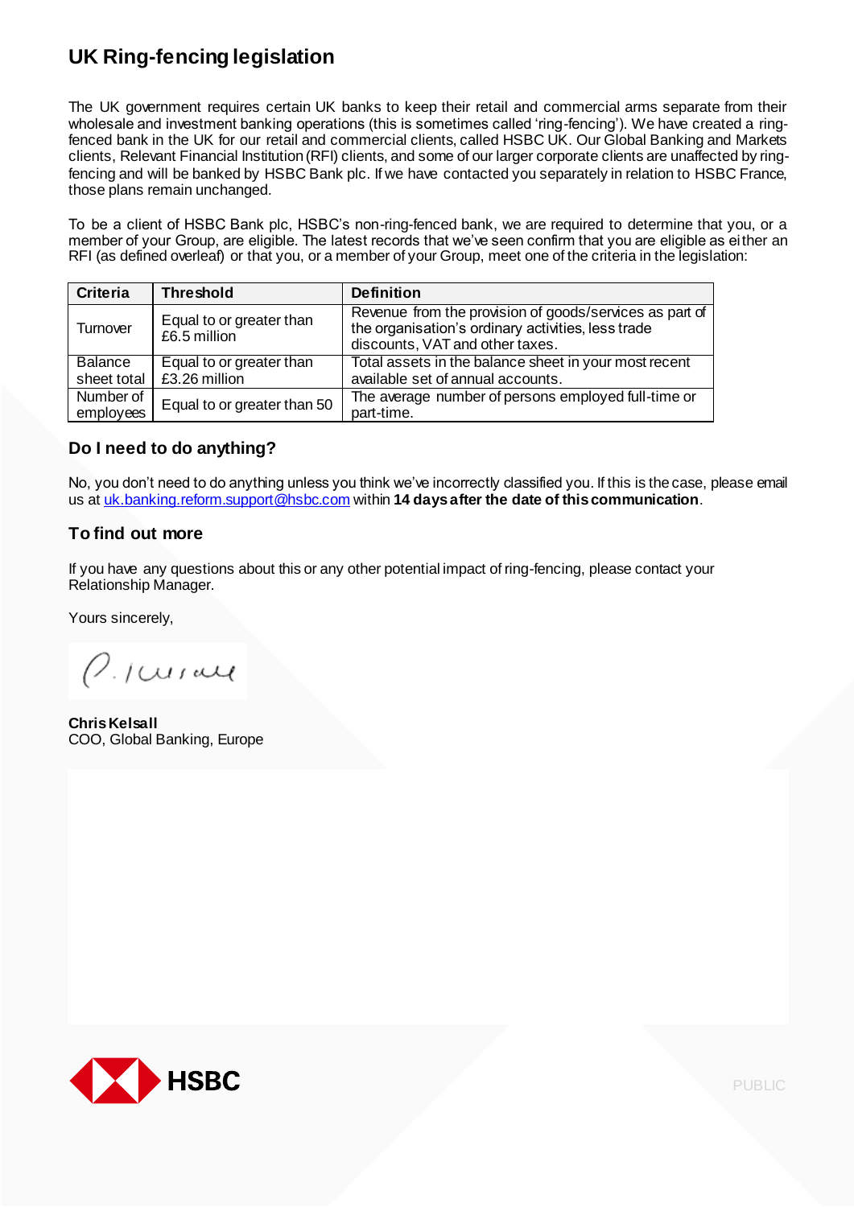# UK Ring-fencing legislation

The UK government requires certain UK banks to keep their retail and commercial arms separate from their wholesale and investment banking operations (this is sometimes called 'ring-fencing'). We have created a ring-fenced bank in the UK for our retail and commercial clients, called HSBC UK. Our Global Banking and Markets clients, Relevant Financial Institution (RFI) clients, and some of our larger corporate clients are unaffected by ring-fencing and will be banked by HSBC Bank plc. If we have contacted you separately in relation to HSBC France, those plans remain unchanged.

To be a client of HSBC Bank plc, HSBC's non-ring-fenced bank, we are required to determine that you, or a member of your Group, are eligible. The latest records that we've seen confirm that you are eligible as either an RFI (as defined overleaf) or that you, or a member of your Group, meet one of the criteria in the legislation:

| Criteria | Threshold | Definition |
|---|---|---|
| Turnover | Equal to or greater than £6.5 million | Revenue from the provision of goods/services as part of the organisation's ordinary activities, less trade discounts, VAT and other taxes. |
| Balance sheet total | Equal to or greater than £3.26 million | Total assets in the balance sheet in your most recent available set of annual accounts. |
| Number of employees | Equal to or greater than 50 | The average number of persons employed full-time or part-time. |

## Do I need to do anything?

No, you don't need to do anything unless you think we've incorrectly classified you. If this is the case, please email us at uk.banking.reform.support@hsbc.com within **14 days after the date of this communication**.

## To find out more

If you have any questions about this or any other potential impact of ring-fencing, please contact your Relationship Manager.

Yours sincerely,

**Chris Kelsall**
COO, Global Banking, Europe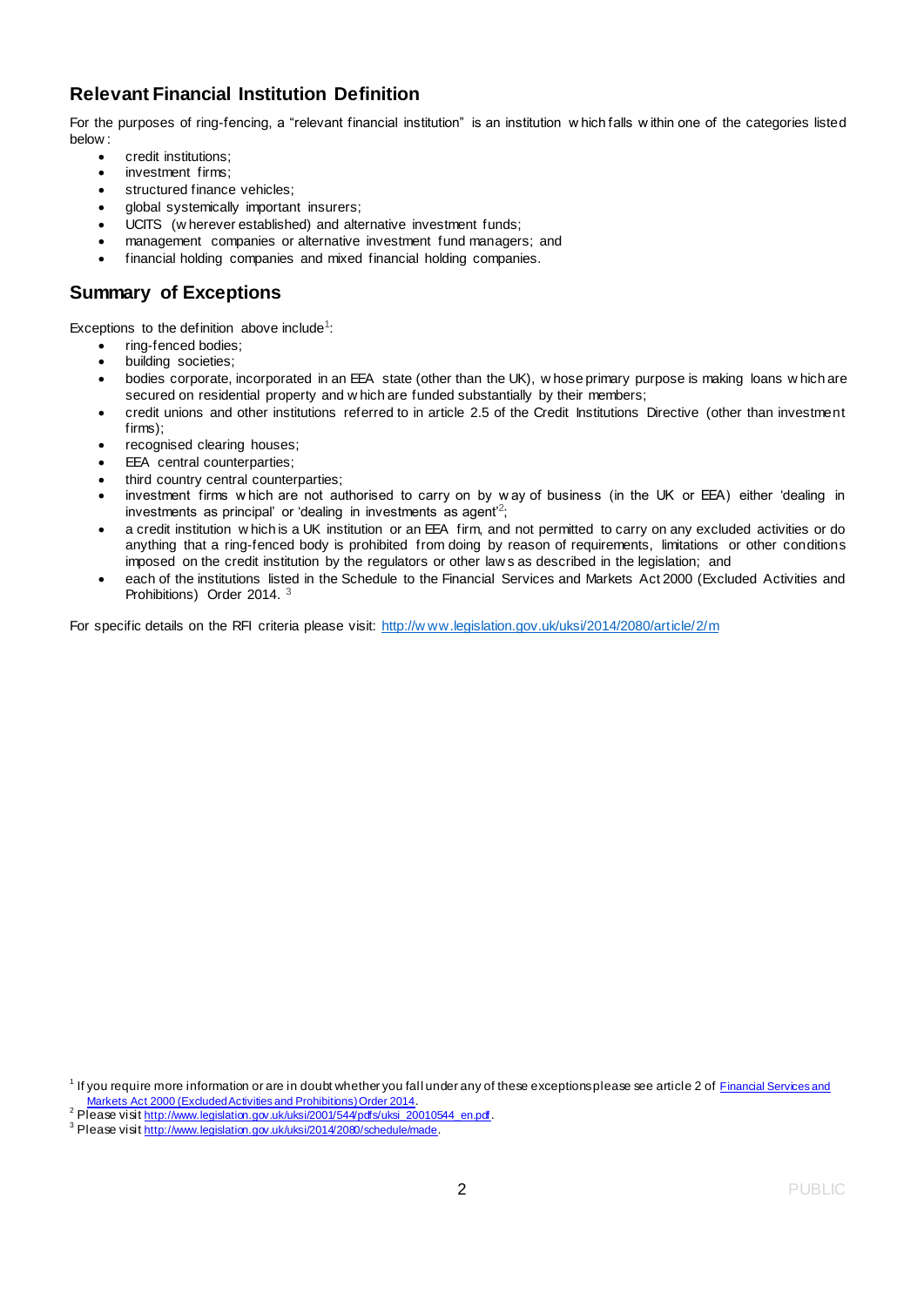## Relevant Financial Institution Definition

For the purposes of ring-fencing, a "relevant financial institution" is an institution which falls within one of the categories listed below:

- credit institutions;
- investment firms;
- structured finance vehicles;
- global systemically important insurers;
- UCITS (wherever established) and alternative investment funds;
- management companies or alternative investment fund managers; and
- financial holding companies and mixed financial holding companies.

## Summary of Exceptions

Exceptions to the definition above include[1]:

- ring-fenced bodies;
- building societies;
- bodies corporate, incorporated in an EEA state (other than the UK), whose primary purpose is making loans which are secured on residential property and which are funded substantially by their members;
- credit unions and other institutions referred to in article 2.5 of the Credit Institutions Directive (other than investment firms);
- recognised clearing houses;
- EEA central counterparties;
- third country central counterparties;
- investment firms which are not authorised to carry on by way of business (in the UK or EEA) either 'dealing in investments as principal' or 'dealing in investments as agent'[2];
- a credit institution which is a UK institution or an EEA firm, and not permitted to carry on any excluded activities or do anything that a ring-fenced body is prohibited from doing by reason of requirements, limitations or other conditions imposed on the credit institution by the regulators or other laws as described in the legislation; and
- each of the institutions listed in the Schedule to the Financial Services and Markets Act 2000 (Excluded Activities and Prohibitions) Order 2014. [3]

For specific details on the RFI criteria please visit: http://www.legislation.gov.uk/uksi/2014/2080/article/2/m

[1] If you require more information or are in doubt whether you fall under any of these exceptions please see article 2 of Financial Services and Markets Act 2000 (Excluded Activities and Prohibitions) Order 2014.

[2] Please visit http://www.legislation.gov.uk/uksi/2001/544/pdfs/uksi_20010544_en.pdf.

[3] Please visit http://www.legislation.gov.uk/uksi/2014/2080/schedule/made.